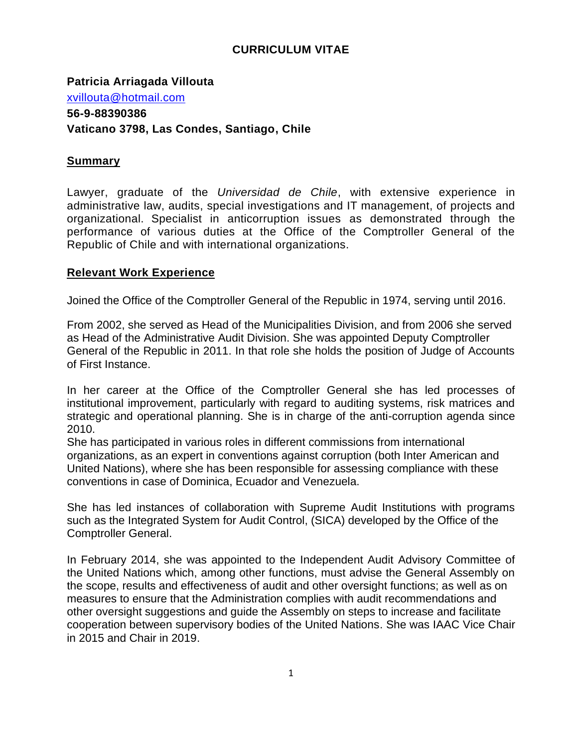# CURRICULUM VITAE

**Patricia Arriagada Villouta**

xvillouta@hotmail.com

**56-9-88390386**

**Vaticano 3798, Las Condes, Santiago, Chile**

## Summary

Lawyer, graduate of the *Universidad de Chile*, with extensive experience in administrative law, audits, special investigations and IT management, of projects and organizational. Specialist in anticorruption issues as demonstrated through the performance of various duties at the Office of the Comptroller General of the Republic of Chile and with international organizations.

## Relevant Work Experience

Joined the Office of the Comptroller General of the Republic in 1974, serving until 2016.

From 2002, she served as Head of the Municipalities Division, and from 2006 she served as Head of the Administrative Audit Division. She was appointed Deputy Comptroller General of the Republic in 2011. In that role she holds the position of Judge of Accounts of First Instance.

In her career at the Office of the Comptroller General she has led processes of institutional improvement, particularly with regard to auditing systems, risk matrices and strategic and operational planning. She is in charge of the anti-corruption agenda since 2010.

She has participated in various roles in different commissions from international organizations, as an expert in conventions against corruption (both Inter American and United Nations), where she has been responsible for assessing compliance with these conventions in case of Dominica, Ecuador and Venezuela.

She has led instances of collaboration with Supreme Audit Institutions with programs such as the Integrated System for Audit Control, (SICA) developed by the Office of the Comptroller General.

In February 2014, she was appointed to the Independent Audit Advisory Committee of the United Nations which, among other functions, must advise the General Assembly on the scope, results and effectiveness of audit and other oversight functions; as well as on measures to ensure that the Administration complies with audit recommendations and other oversight suggestions and guide the Assembly on steps to increase and facilitate cooperation between supervisory bodies of the United Nations. She was IAAC Vice Chair in 2015 and Chair in 2019.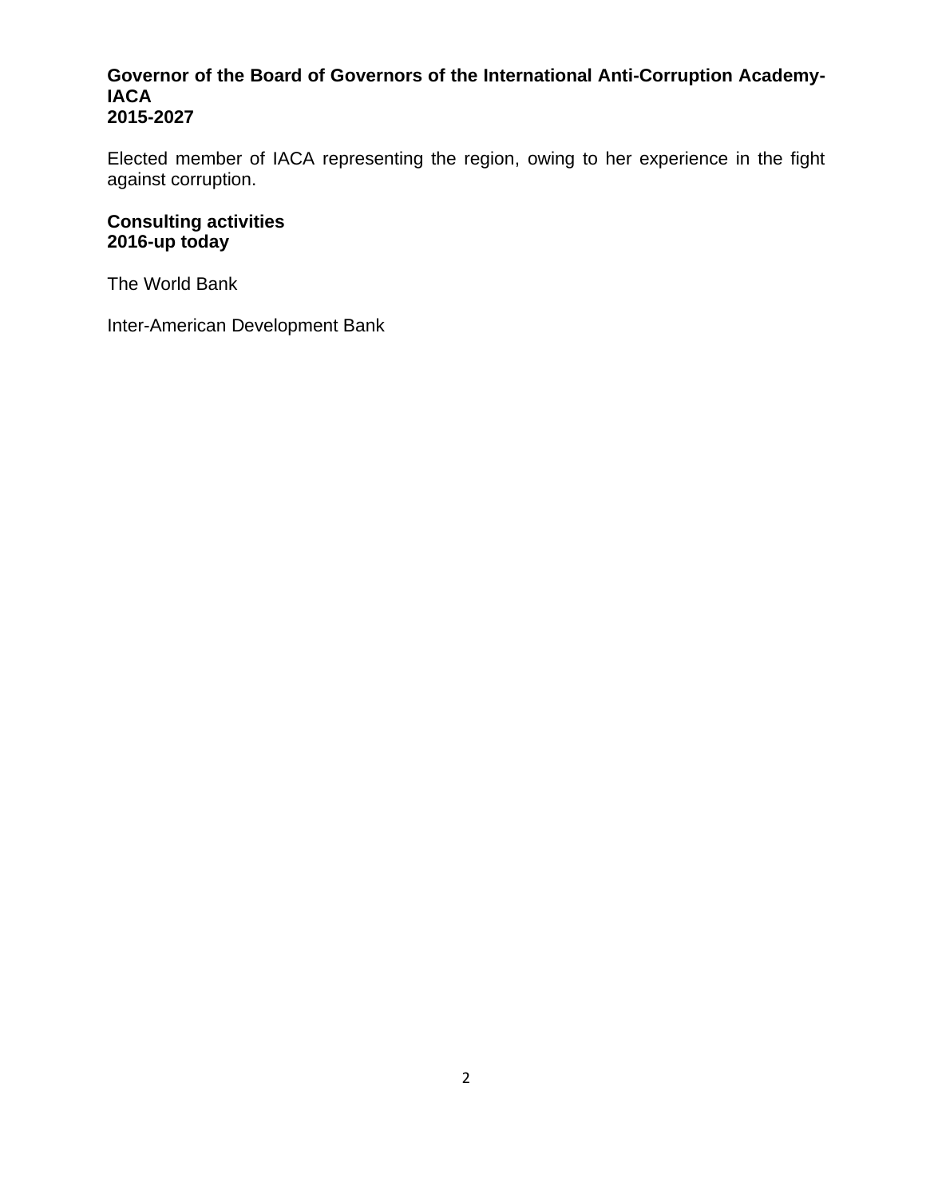**Governor of the Board of Governors of the International Anti-Corruption Academy-IACA**
**2015-2027**

Elected member of IACA representing the region, owing to her experience in the fight against corruption.

**Consulting activities**
**2016-up today**

The World Bank

Inter-American Development Bank